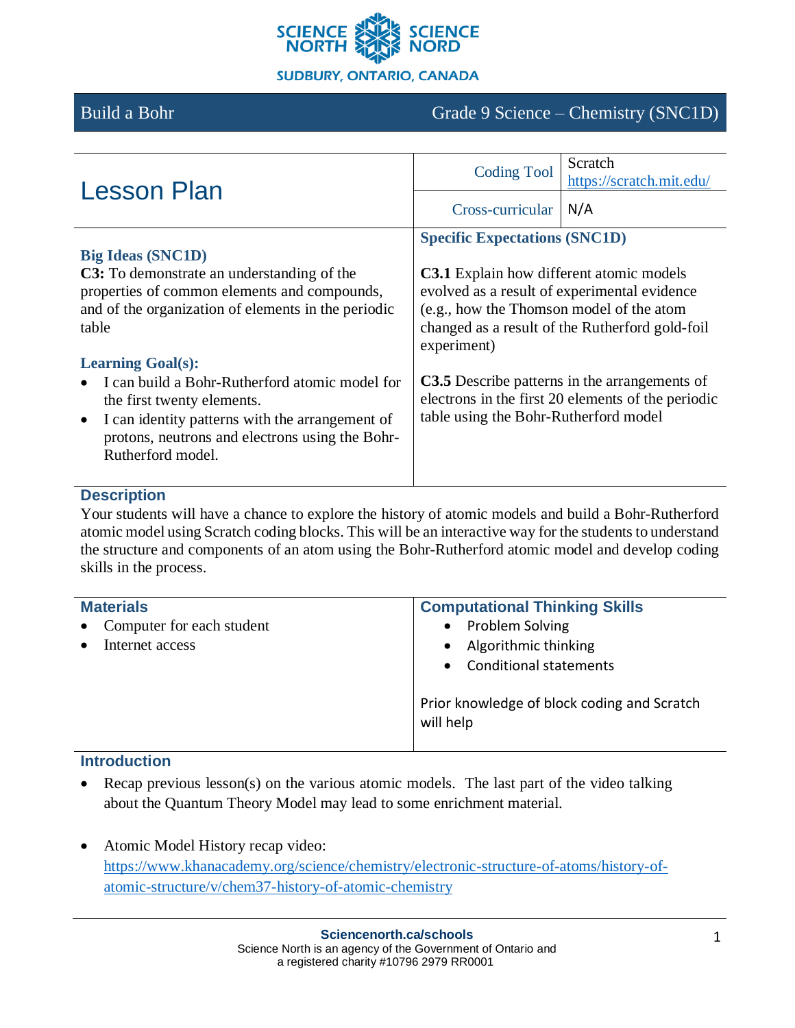SCIENCE NORTH SCIENCE NORD

SUDBURY, ONTARIO, CANADA

**Build a Bohr** | **Grade 9 Science – Chemistry (SNC1D)**

# Lesson Plan

| Coding Tool | Scratch [https://scratch.mit.edu/](https://scratch.mit.edu/) |
|---|---|
| Cross-curricular | N/A |

### Big Ideas (SNC1D)

**C3:** To demonstrate an understanding of the properties of common elements and compounds, and of the organization of elements in the periodic table

### Learning Goal(s):

- I can build a Bohr-Rutherford atomic model for the first twenty elements.
- I can identity patterns with the arrangement of protons, neutrons and electrons using the Bohr-Rutherford model.

### Specific Expectations (SNC1D)

**C3.1** Explain how different atomic models evolved as a result of experimental evidence (e.g., how the Thomson model of the atom changed as a result of the Rutherford gold-foil experiment)

**C3.5** Describe patterns in the arrangements of electrons in the first 20 elements of the periodic table using the Bohr-Rutherford model

## Description

Your students will have a chance to explore the history of atomic models and build a Bohr-Rutherford atomic model using Scratch coding blocks. This will be an interactive way for the students to understand the structure and components of an atom using the Bohr-Rutherford atomic model and develop coding skills in the process.

## Materials

- Computer for each student
- Internet access

## Computational Thinking Skills

- Problem Solving
- Algorithmic thinking
- Conditional statements

Prior knowledge of block coding and Scratch will help

## Introduction

- Recap previous lesson(s) on the various atomic models. The last part of the video talking about the Quantum Theory Model may lead to some enrichment material.

- Atomic Model History recap video: [https://www.khanacademy.org/science/chemistry/electronic-structure-of-atoms/history-of-atomic-structure/v/chem37-history-of-atomic-chemistry](https://www.khanacademy.org/science/chemistry/electronic-structure-of-atoms/history-of-atomic-structure/v/chem37-history-of-atomic-chemistry)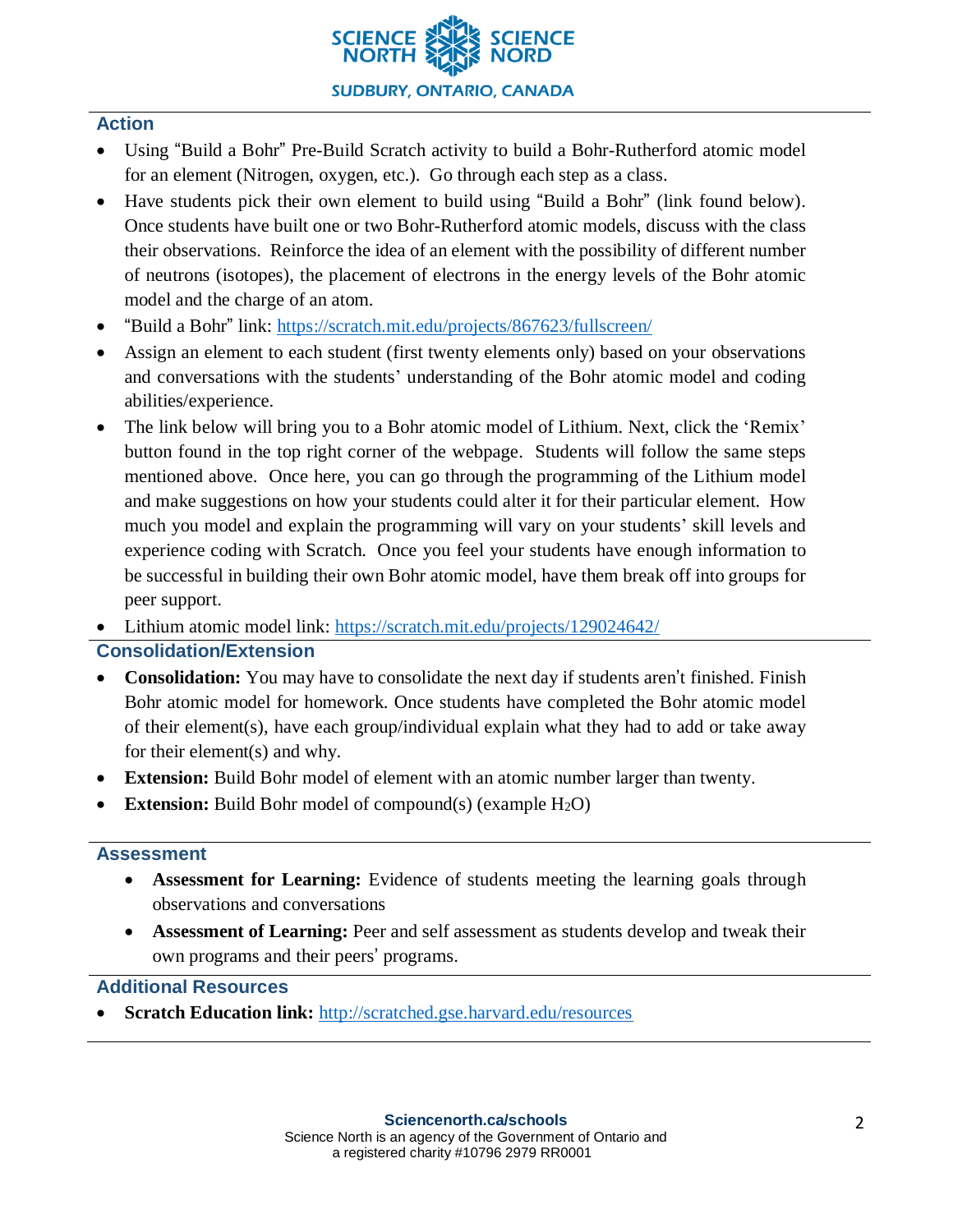## Action

- Using "Build a Bohr" Pre-Build Scratch activity to build a Bohr-Rutherford atomic model for an element (Nitrogen, oxygen, etc.). Go through each step as a class.
- Have students pick their own element to build using "Build a Bohr" (link found below). Once students have built one or two Bohr-Rutherford atomic models, discuss with the class their observations. Reinforce the idea of an element with the possibility of different number of neutrons (isotopes), the placement of electrons in the energy levels of the Bohr atomic model and the charge of an atom.
- "Build a Bohr" link: [https://scratch.mit.edu/projects/867623/fullscreen/](https://scratch.mit.edu/projects/867623/fullscreen/)
- Assign an element to each student (first twenty elements only) based on your observations and conversations with the students' understanding of the Bohr atomic model and coding abilities/experience.
- The link below will bring you to a Bohr atomic model of Lithium. Next, click the 'Remix' button found in the top right corner of the webpage. Students will follow the same steps mentioned above. Once here, you can go through the programming of the Lithium model and make suggestions on how your students could alter it for their particular element. How much you model and explain the programming will vary on your students' skill levels and experience coding with Scratch. Once you feel your students have enough information to be successful in building their own Bohr atomic model, have them break off into groups for peer support.
- Lithium atomic model link: [https://scratch.mit.edu/projects/129024642/](https://scratch.mit.edu/projects/129024642/)

## Consolidation/Extension

- **Consolidation:** You may have to consolidate the next day if students aren't finished. Finish Bohr atomic model for homework. Once students have completed the Bohr atomic model of their element(s), have each group/individual explain what they had to add or take away for their element(s) and why.
- **Extension:** Build Bohr model of element with an atomic number larger than twenty.
- **Extension:** Build Bohr model of compound(s) (example $H_2O$)

## Assessment

- **Assessment for Learning:** Evidence of students meeting the learning goals through observations and conversations
- **Assessment of Learning:** Peer and self assessment as students develop and tweak their own programs and their peers' programs.

## Additional Resources

- **Scratch Education link:** [http://scratched.gse.harvard.edu/resources](http://scratched.gse.harvard.edu/resources)